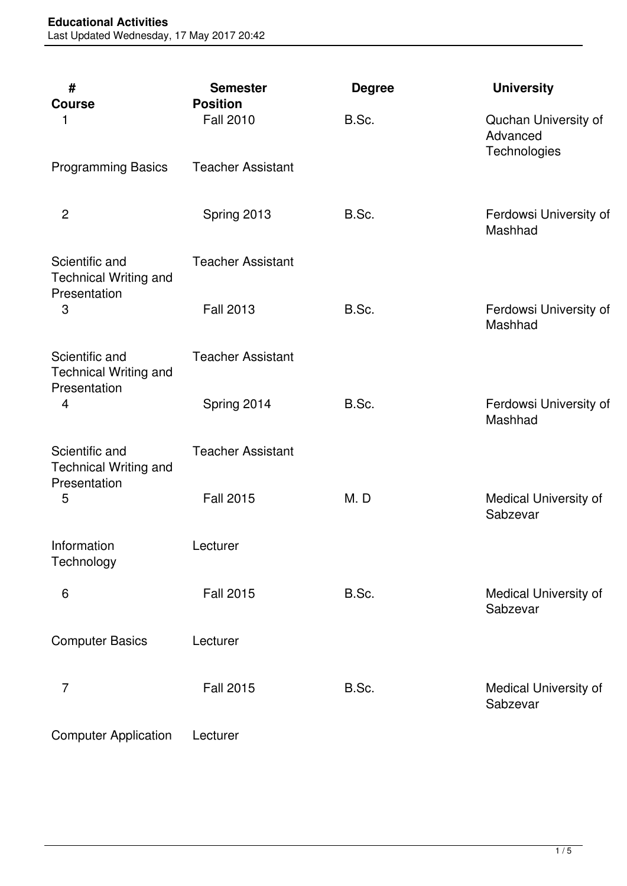| # | Semester | Degree | University | Course | Position |
|---|---|---|---|---|---|
| 1 | Fall 2010 | B.Sc. | Quchan University of Advanced Technologies | Programming Basics | Teacher Assistant |
| 2 | Spring 2013 | B.Sc. | Ferdowsi University of Mashhad | Scientific and Technical Writing and Presentation | Teacher Assistant |
| 3 | Fall 2013 | B.Sc. | Ferdowsi University of Mashhad | Scientific and Technical Writing and Presentation | Teacher Assistant |
| 4 | Spring 2014 | B.Sc. | Ferdowsi University of Mashhad | Scientific and Technical Writing and Presentation | Teacher Assistant |
| 5 | Fall 2015 | M. D | Medical University of Sabzevar | Information Technology | Lecturer |
| 6 | Fall 2015 | B.Sc. | Medical University of Sabzevar | Computer Basics | Lecturer |
| 7 | Fall 2015 | B.Sc. | Medical University of Sabzevar | Computer Application | Lecturer |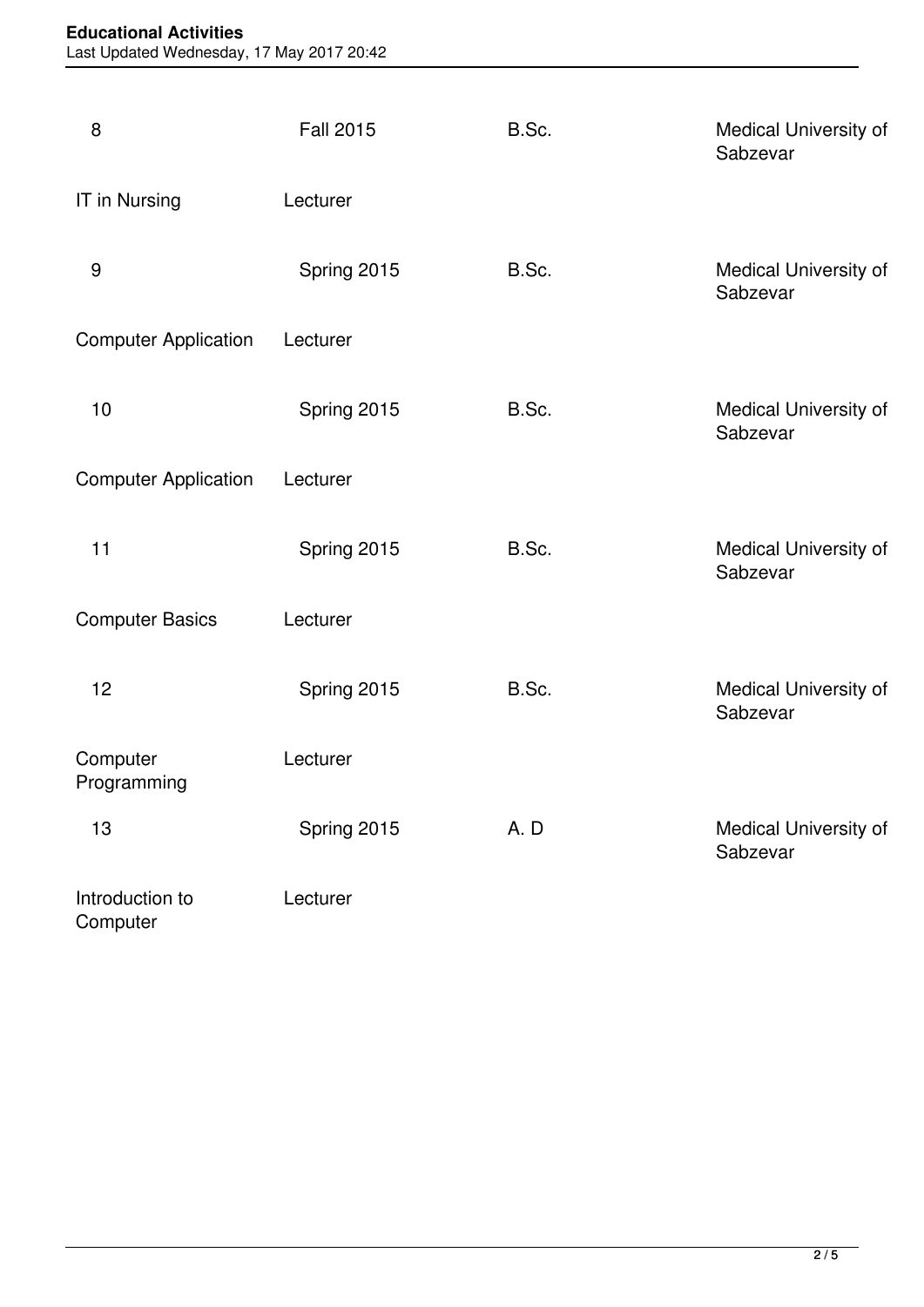| 8 | Fall 2015 | B.Sc. | Medical University of Sabzevar |
|---|---|---|---|
| IT in Nursing | Lecturer | | |
| 9 | Spring 2015 | B.Sc. | Medical University of Sabzevar |
| Computer Application | Lecturer | | |
| 10 | Spring 2015 | B.Sc. | Medical University of Sabzevar |
| Computer Application | Lecturer | | |
| 11 | Spring 2015 | B.Sc. | Medical University of Sabzevar |
| Computer Basics | Lecturer | | |
| 12 | Spring 2015 | B.Sc. | Medical University of Sabzevar |
| Computer Programming | Lecturer | | |
| 13 | Spring 2015 | A. D | Medical University of Sabzevar |
| Introduction to Computer | Lecturer | | |